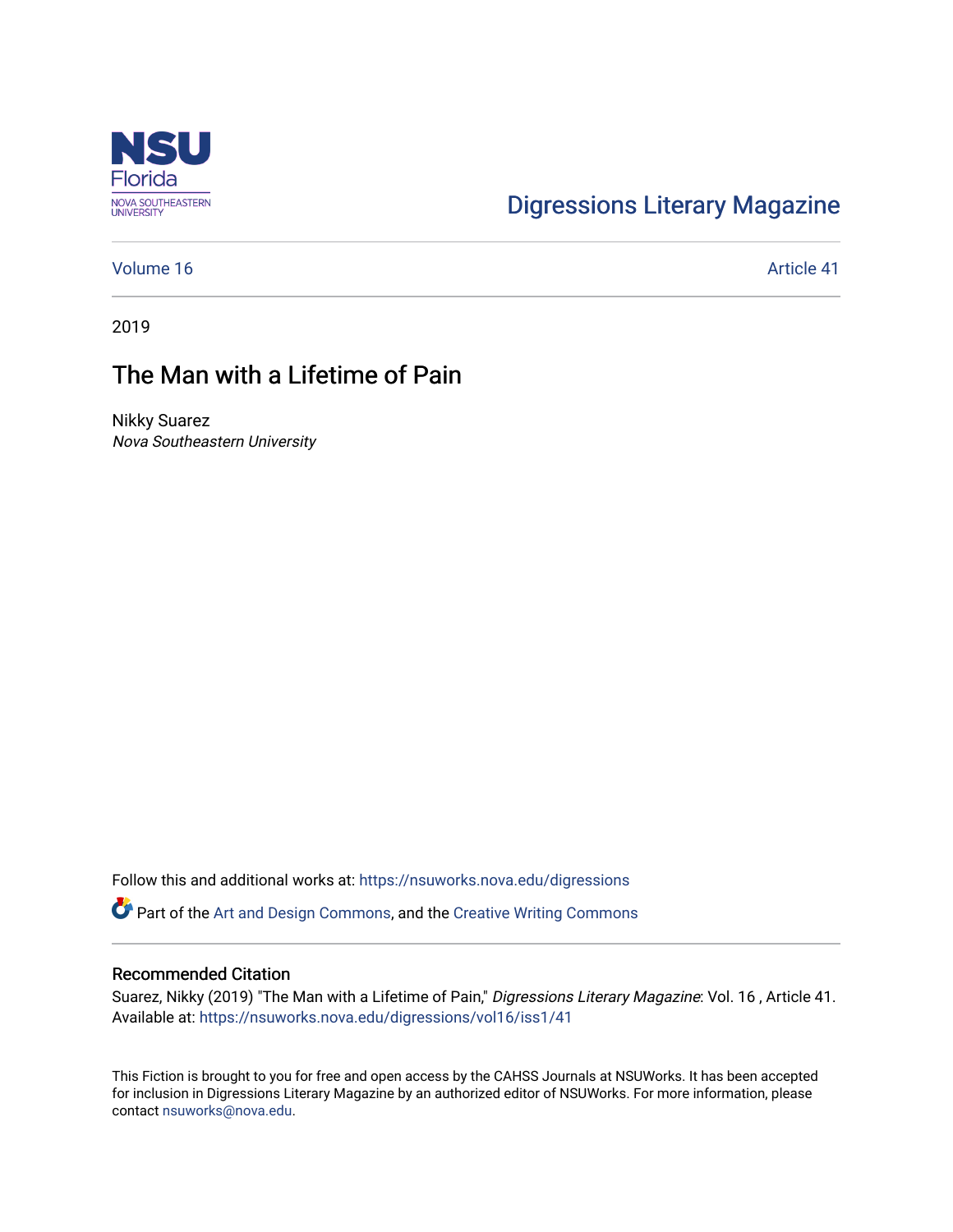NSU Florida
NOVA SOUTHEASTERN UNIVERSITY

Digressions Literary Magazine

Volume 16 Article 41

2019

# The Man with a Lifetime of Pain

Nikky Suarez
*Nova Southeastern University*

Follow this and additional works at: https://nsuworks.nova.edu/digressions

Part of the Art and Design Commons, and the Creative Writing Commons

## Recommended Citation

Suarez, Nikky (2019) "The Man with a Lifetime of Pain," *Digressions Literary Magazine*: Vol. 16 , Article 41.
Available at: https://nsuworks.nova.edu/digressions/vol16/iss1/41

This Fiction is brought to you for free and open access by the CAHSS Journals at NSUWorks. It has been accepted for inclusion in Digressions Literary Magazine by an authorized editor of NSUWorks. For more information, please contact nsuworks@nova.edu.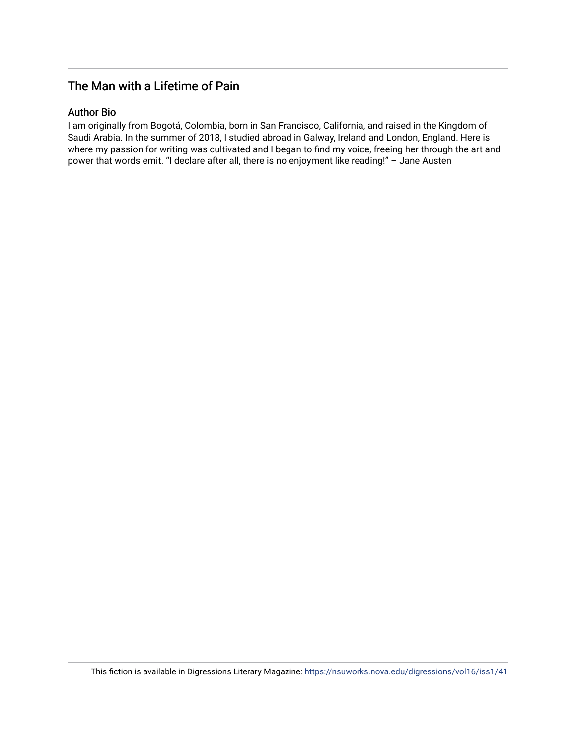## The Man with a Lifetime of Pain

### Author Bio

I am originally from Bogotá, Colombia, born in San Francisco, California, and raised in the Kingdom of Saudi Arabia. In the summer of 2018, I studied abroad in Galway, Ireland and London, England. Here is where my passion for writing was cultivated and I began to find my voice, freeing her through the art and power that words emit. "I declare after all, there is no enjoyment like reading!" – Jane Austen

This fiction is available in Digressions Literary Magazine: https://nsuworks.nova.edu/digressions/vol16/iss1/41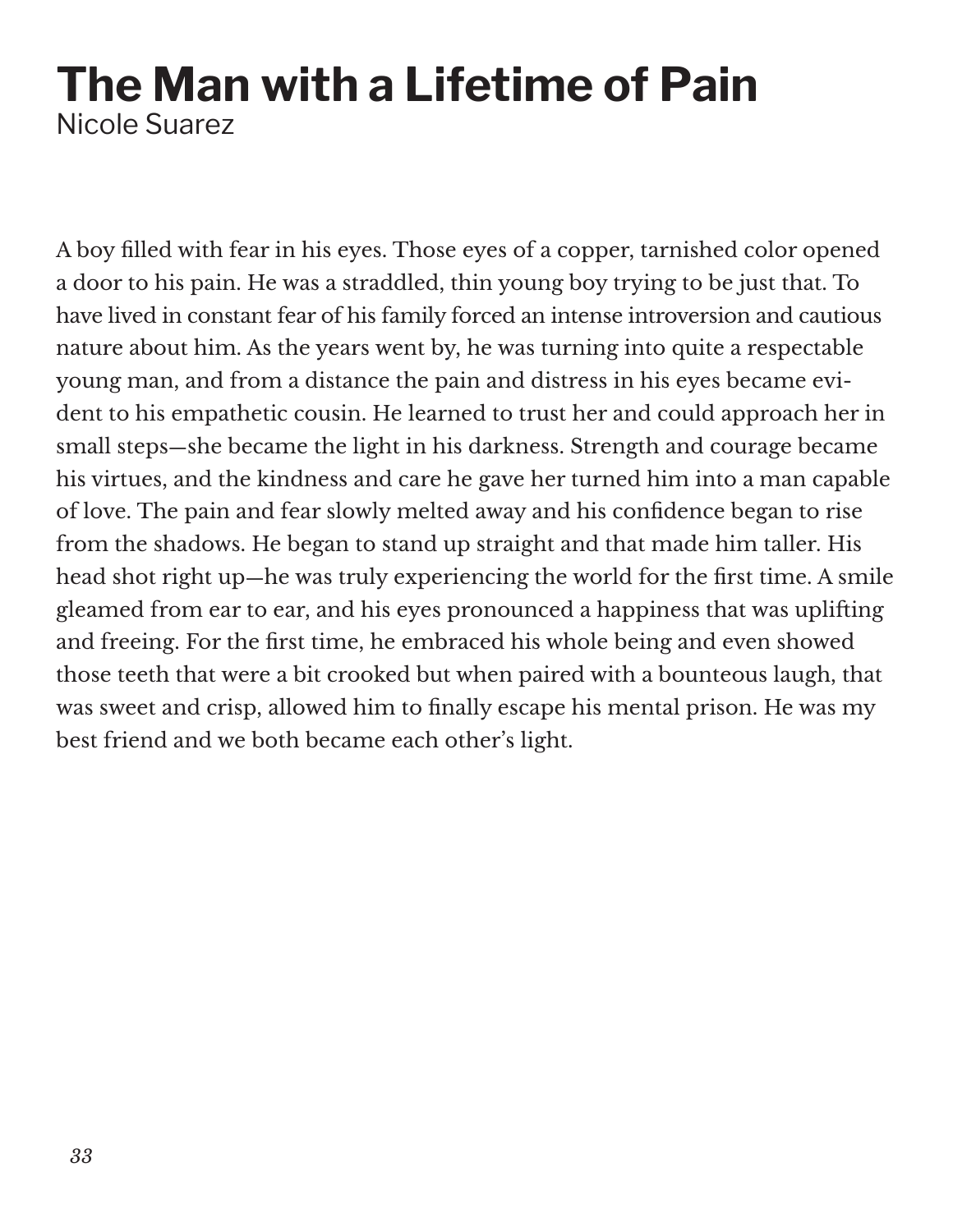# The Man with a Lifetime of Pain

Nicole Suarez

A boy filled with fear in his eyes. Those eyes of a copper, tarnished color opened a door to his pain. He was a straddled, thin young boy trying to be just that. To have lived in constant fear of his family forced an intense introversion and cautious nature about him. As the years went by, he was turning into quite a respectable young man, and from a distance the pain and distress in his eyes became evident to his empathetic cousin. He learned to trust her and could approach her in small steps—she became the light in his darkness. Strength and courage became his virtues, and the kindness and care he gave her turned him into a man capable of love. The pain and fear slowly melted away and his confidence began to rise from the shadows. He began to stand up straight and that made him taller. His head shot right up—he was truly experiencing the world for the first time. A smile gleamed from ear to ear, and his eyes pronounced a happiness that was uplifting and freeing. For the first time, he embraced his whole being and even showed those teeth that were a bit crooked but when paired with a bounteous laugh, that was sweet and crisp, allowed him to finally escape his mental prison. He was my best friend and we both became each other's light.